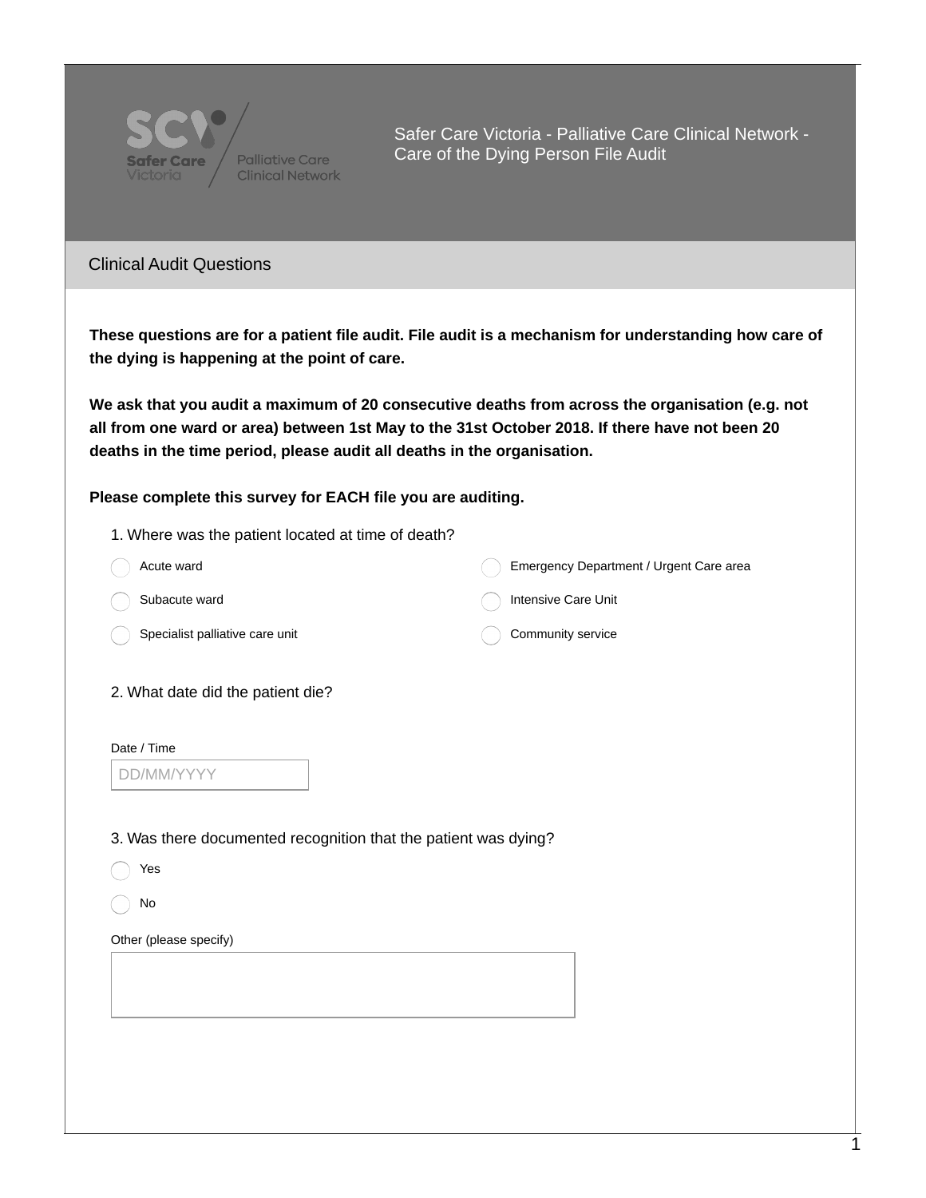# Safer Care Victoria - Palliative Care Clinical Network - Care of the Dying Person File Audit

## Clinical Audit Questions

**These questions are for a patient file audit. File audit is a mechanism for understanding how care of the dying is happening at the point of care.**

**We ask that you audit a maximum of 20 consecutive deaths from across the organisation (e.g. not all from one ward or area) between 1st May to the 31st October 2018. If there have not been 20 deaths in the time period, please audit all deaths in the organisation.**

**Please complete this survey for EACH file you are auditing.**

1. Where was the patient located at time of death?

- ◯ Acute ward
- ◯ Subacute ward
- ◯ Specialist palliative care unit
- ◯ Emergency Department / Urgent Care area
- ◯ Intensive Care Unit
- ◯ Community service

2. What date did the patient die?

Date / Time

DD/MM/YYYY

3. Was there documented recognition that the patient was dying?

- ◯ Yes
- ◯ No

Other (please specify)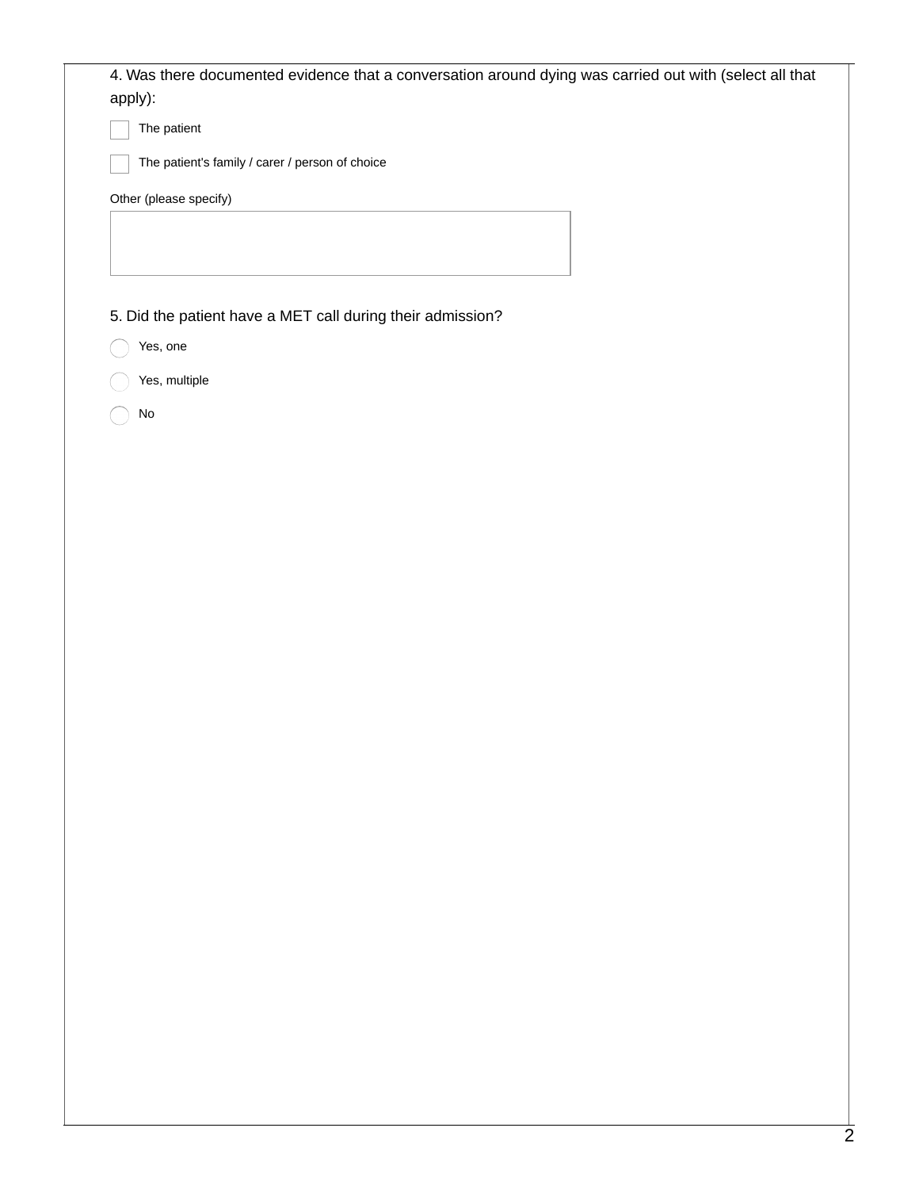4. Was there documented evidence that a conversation around dying was carried out with (select all that apply):

- [ ] The patient
- [ ] The patient's family / carer / person of choice

Other (please specify)

5. Did the patient have a MET call during their admission?

- ○ Yes, one
- ○ Yes, multiple
- ○ No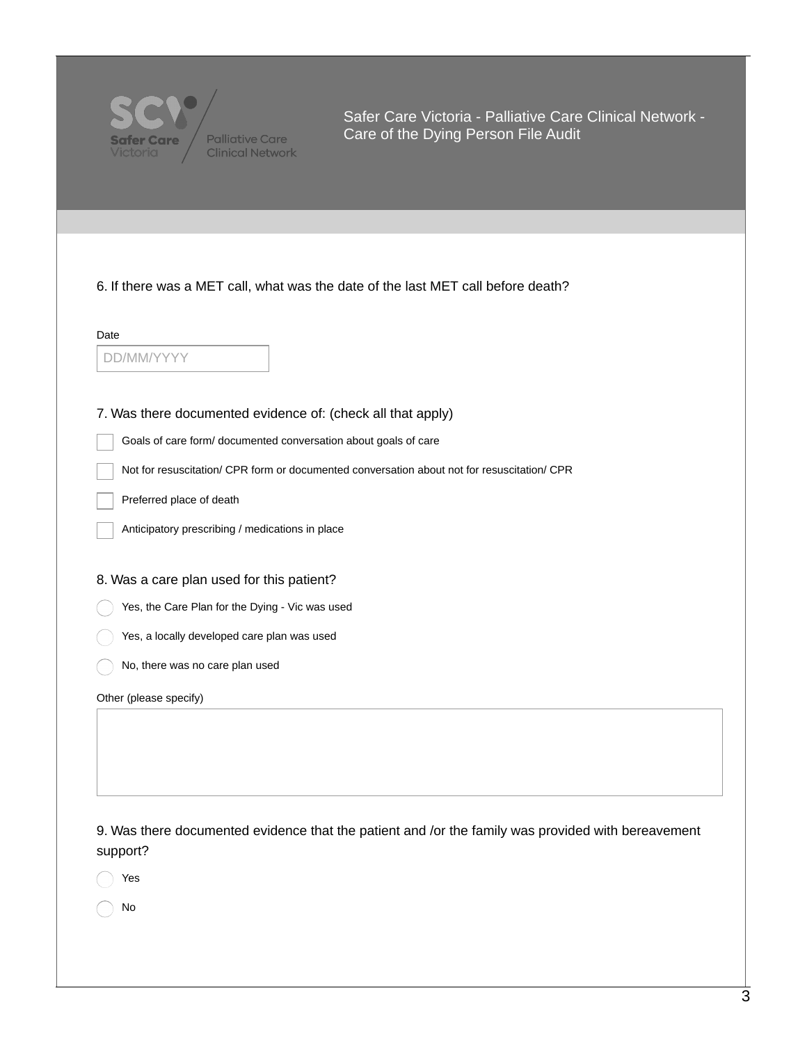Safer Care Victoria - Palliative Care Clinical Network - Care of the Dying Person File Audit

6. If there was a MET call, what was the date of the last MET call before death?

Date

DD/MM/YYYY

7. Was there documented evidence of: (check all that apply)

- [ ] Goals of care form/ documented conversation about goals of care
- [ ] Not for resuscitation/ CPR form or documented conversation about not for resuscitation/ CPR
- [ ] Preferred place of death
- [ ] Anticipatory prescribing / medications in place

8. Was a care plan used for this patient?

- ◯ Yes, the Care Plan for the Dying - Vic was used
- ◯ Yes, a locally developed care plan was used
- ◯ No, there was no care plan used

Other (please specify)

9. Was there documented evidence that the patient and /or the family was provided with bereavement support?

- ◯ Yes
- ◯ No